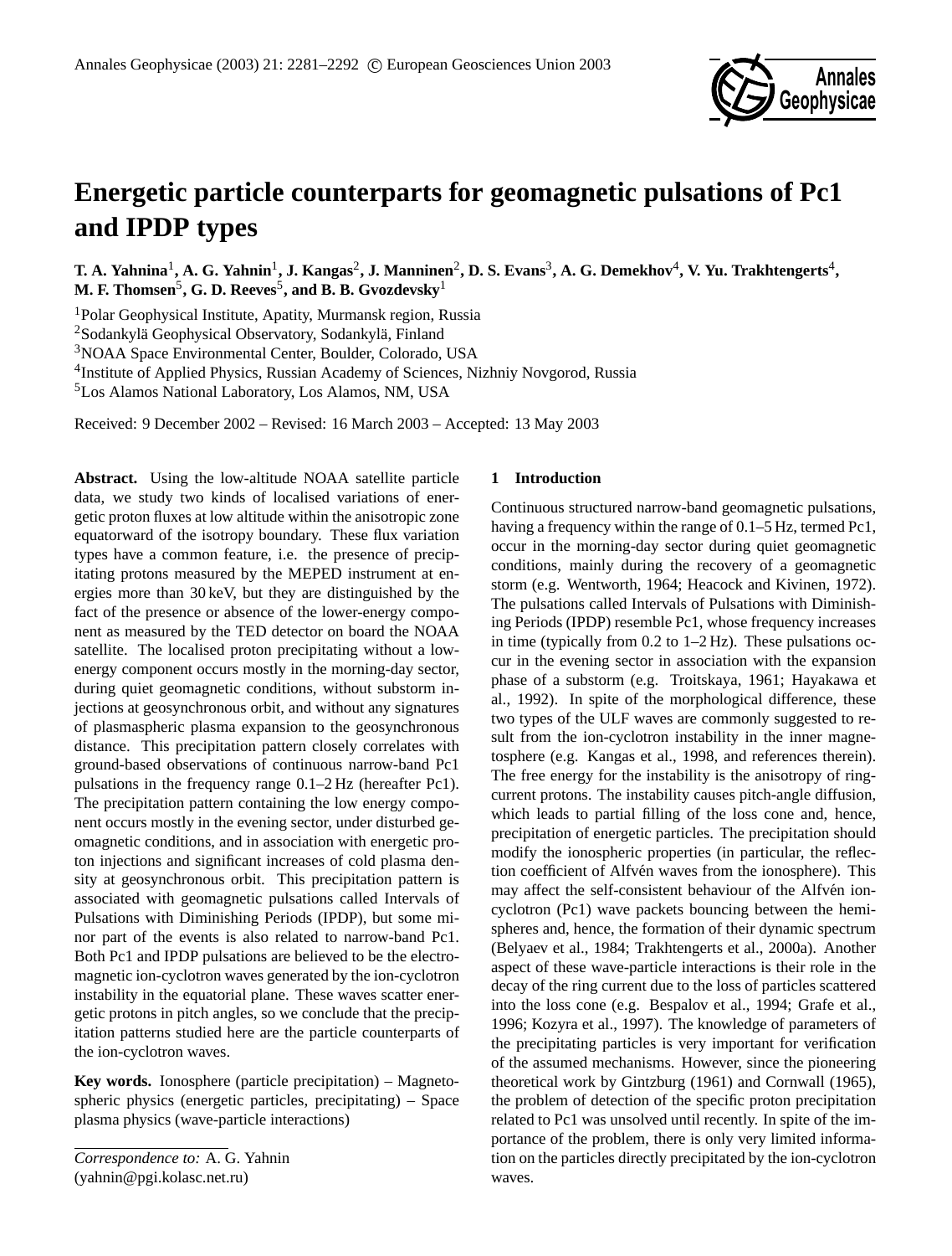# Energetic particle counterparts for geomagnetic pulsations of Pc1 and IPDP types

**T. A. Yahnina[1], A. G. Yahnin[1], J. Kangas[2], J. Manninen[2], D. S. Evans[3], A. G. Demekhov[4], V. Yu. Trakhtengerts[4], M. F. Thomsen[5], G. D. Reeves[5], and B. B. Gvozdevsky[1]**

[1]Polar Geophysical Institute, Apatity, Murmansk region, Russia
[2]Sodankylä Geophysical Observatory, Sodankylä, Finland
[3]NOAA Space Environmental Center, Boulder, Colorado, USA
[4]Institute of Applied Physics, Russian Academy of Sciences, Nizhniy Novgorod, Russia
[5]Los Alamos National Laboratory, Los Alamos, NM, USA

Received: 9 December 2002 – Revised: 16 March 2003 – Accepted: 13 May 2003

**Abstract.** Using the low-altitude NOAA satellite particle data, we study two kinds of localised variations of energetic proton fluxes at low altitude within the anisotropic zone equatorward of the isotropy boundary. These flux variation types have a common feature, i.e. the presence of precipitating protons measured by the MEPED instrument at energies more than 30 keV, but they are distinguished by the fact of the presence or absence of the lower-energy component as measured by the TED detector on board the NOAA satellite. The localised proton precipitating without a low-energy component occurs mostly in the morning-day sector, during quiet geomagnetic conditions, without substorm injections at geosynchronous orbit, and without any signatures of plasmaspheric plasma expansion to the geosynchronous distance. This precipitation pattern closely correlates with ground-based observations of continuous narrow-band Pc1 pulsations in the frequency range 0.1–2 Hz (hereafter Pc1). The precipitation pattern containing the low energy component occurs mostly in the evening sector, under disturbed geomagnetic conditions, and in association with energetic proton injections and significant increases of cold plasma density at geosynchronous orbit. This precipitation pattern is associated with geomagnetic pulsations called Intervals of Pulsations with Diminishing Periods (IPDP), but some minor part of the events is also related to narrow-band Pc1. Both Pc1 and IPDP pulsations are believed to be the electromagnetic ion-cyclotron waves generated by the ion-cyclotron instability in the equatorial plane. These waves scatter energetic protons in pitch angles, so we conclude that the precipitation patterns studied here are the particle counterparts of the ion-cyclotron waves.

**Key words.** Ionosphere (particle precipitation) – Magnetospheric physics (energetic particles, precipitating) – Space plasma physics (wave-particle interactions)

*Correspondence to:* A. G. Yahnin
(yahnin@pgi.kolasc.net.ru)

## 1 Introduction

Continuous structured narrow-band geomagnetic pulsations, having a frequency within the range of 0.1–5 Hz, termed Pc1, occur in the morning-day sector during quiet geomagnetic conditions, mainly during the recovery of a geomagnetic storm (e.g. Wentworth, 1964; Heacock and Kivinen, 1972). The pulsations called Intervals of Pulsations with Diminishing Periods (IPDP) resemble Pc1, whose frequency increases in time (typically from 0.2 to 1–2 Hz). These pulsations occur in the evening sector in association with the expansion phase of a substorm (e.g. Troitskaya, 1961; Hayakawa et al., 1992). In spite of the morphological difference, these two types of the ULF waves are commonly suggested to result from the ion-cyclotron instability in the inner magnetosphere (e.g. Kangas et al., 1998, and references therein). The free energy for the instability is the anisotropy of ring-current protons. The instability causes pitch-angle diffusion, which leads to partial filling of the loss cone and, hence, precipitation of energetic particles. The precipitation should modify the ionospheric properties (in particular, the reflection coefficient of Alfvén waves from the ionosphere). This may affect the self-consistent behaviour of the Alfvén ion-cyclotron (Pc1) wave packets bouncing between the hemispheres and, hence, the formation of their dynamic spectrum (Belyaev et al., 1984; Trakhtengerts et al., 2000a). Another aspect of these wave-particle interactions is their role in the decay of the ring current due to the loss of particles scattered into the loss cone (e.g. Bespalov et al., 1994; Grafe et al., 1996; Kozyra et al., 1997). The knowledge of parameters of the precipitating particles is very important for verification of the assumed mechanisms. However, since the pioneering theoretical work by Gintzburg (1961) and Cornwall (1965), the problem of detection of the specific proton precipitation related to Pc1 was unsolved until recently. In spite of the importance of the problem, there is only very limited information on the particles directly precipitated by the ion-cyclotron waves.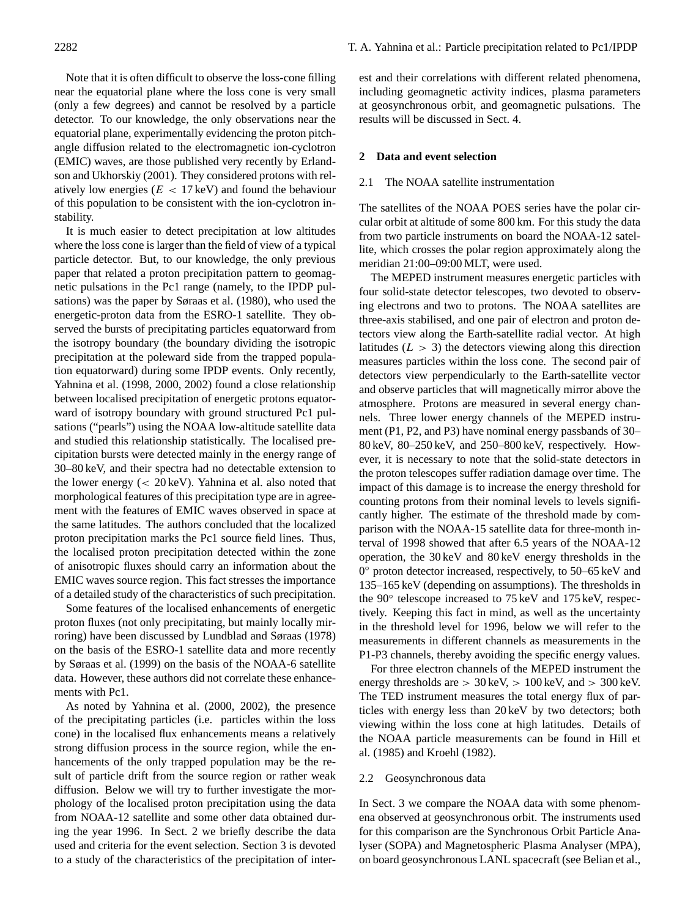Note that it is often difficult to observe the loss-cone filling near the equatorial plane where the loss cone is very small (only a few degrees) and cannot be resolved by a particle detector. To our knowledge, the only observations near the equatorial plane, experimentally evidencing the proton pitch-angle diffusion related to the electromagnetic ion-cyclotron (EMIC) waves, are those published very recently by Erlandson and Ukhorskiy (2001). They considered protons with relatively low energies ($E < 17$ keV) and found the behaviour of this population to be consistent with the ion-cyclotron instability.

It is much easier to detect precipitation at low altitudes where the loss cone is larger than the field of view of a typical particle detector. But, to our knowledge, the only previous paper that related a proton precipitation pattern to geomagnetic pulsations in the Pc1 range (namely, to the IPDP pulsations) was the paper by Søraas et al. (1980), who used the energetic-proton data from the ESRO-1 satellite. They observed the bursts of precipitating particles equatorward from the isotropy boundary (the boundary dividing the isotropic precipitation at the poleward side from the trapped population equatorward) during some IPDP events. Only recently, Yahnina et al. (1998, 2000, 2002) found a close relationship between localised precipitation of energetic protons equatorward of isotropy boundary with ground structured Pc1 pulsations ("pearls") using the NOAA low-altitude satellite data and studied this relationship statistically. The localised precipitation bursts were detected mainly in the energy range of 30–80 keV, and their spectra had no detectable extension to the lower energy ($< 20$ keV). Yahnina et al. also noted that morphological features of this precipitation type are in agreement with the features of EMIC waves observed in space at the same latitudes. The authors concluded that the localized proton precipitation marks the Pc1 source field lines. Thus, the localised proton precipitation detected within the zone of anisotropic fluxes should carry an information about the EMIC waves source region. This fact stresses the importance of a detailed study of the characteristics of such precipitation.

Some features of the localised enhancements of energetic proton fluxes (not only precipitating, but mainly locally mirroring) have been discussed by Lundblad and Søraas (1978) on the basis of the ESRO-1 satellite data and more recently by Søraas et al. (1999) on the basis of the NOAA-6 satellite data. However, these authors did not correlate these enhancements with Pc1.

As noted by Yahnina et al. (2000, 2002), the presence of the precipitating particles (i.e. particles within the loss cone) in the localised flux enhancements means a relatively strong diffusion process in the source region, while the enhancements of the only trapped population may be the result of particle drift from the source region or rather weak diffusion. Below we will try to further investigate the morphology of the localised proton precipitation using the data from NOAA-12 satellite and some other data obtained during the year 1996. In Sect. 2 we briefly describe the data used and criteria for the event selection. Section 3 is devoted to a study of the characteristics of the precipitation of interest and their correlations with different related phenomena, including geomagnetic activity indices, plasma parameters at geosynchronous orbit, and geomagnetic pulsations. The results will be discussed in Sect. 4.

## 2 Data and event selection

### 2.1 The NOAA satellite instrumentation

The satellites of the NOAA POES series have the polar circular orbit at altitude of some 800 km. For this study the data from two particle instruments on board the NOAA-12 satellite, which crosses the polar region approximately along the meridian 21:00–09:00 MLT, were used.

The MEPED instrument measures energetic particles with four solid-state detector telescopes, two devoted to observing electrons and two to protons. The NOAA satellites are three-axis stabilised, and one pair of electron and proton detectors view along the Earth-satellite radial vector. At high latitudes ($L > 3$) the detectors viewing along this direction measures particles within the loss cone. The second pair of detectors view perpendicularly to the Earth-satellite vector and observe particles that will magnetically mirror above the atmosphere. Protons are measured in several energy channels. Three lower energy channels of the MEPED instrument (P1, P2, and P3) have nominal energy passbands of 30–80 keV, 80–250 keV, and 250–800 keV, respectively. However, it is necessary to note that the solid-state detectors in the proton telescopes suffer radiation damage over time. The impact of this damage is to increase the energy threshold for counting protons from their nominal levels to levels significantly higher. The estimate of the threshold made by comparison with the NOAA-15 satellite data for three-month interval of 1998 showed that after 6.5 years of the NOAA-12 operation, the 30 keV and 80 keV energy thresholds in the $0°$ proton detector increased, respectively, to 50–65 keV and 135–165 keV (depending on assumptions). The thresholds in the $90°$ telescope increased to 75 keV and 175 keV, respectively. Keeping this fact in mind, as well as the uncertainty in the threshold level for 1996, below we will refer to the measurements in different channels as measurements in the P1-P3 channels, thereby avoiding the specific energy values.

For three electron channels of the MEPED instrument the energy thresholds are $> 30$ keV, $> 100$ keV, and $> 300$ keV. The TED instrument measures the total energy flux of particles with energy less than 20 keV by two detectors; both viewing within the loss cone at high latitudes. Details of the NOAA particle measurements can be found in Hill et al. (1985) and Kroehl (1982).

### 2.2 Geosynchronous data

In Sect. 3 we compare the NOAA data with some phenomena observed at geosynchronous orbit. The instruments used for this comparison are the Synchronous Orbit Particle Analyser (SOPA) and Magnetospheric Plasma Analyser (MPA), on board geosynchronous LANL spacecraft (see Belian et al.,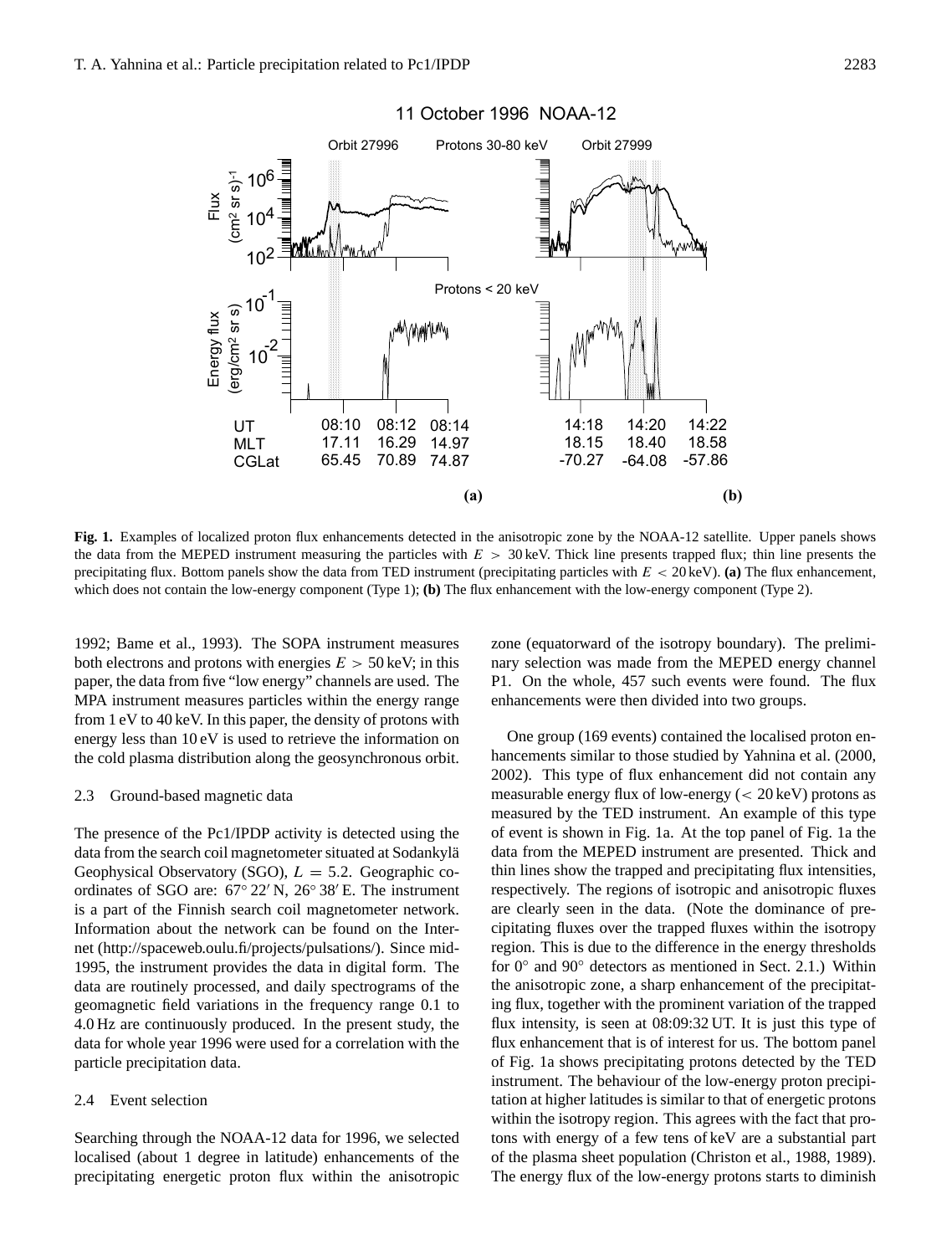**Fig. 1.** Examples of localized proton flux enhancements detected in the anisotropic zone by the NOAA-12 satellite. Upper panels shows the data from the MEPED instrument measuring the particles with $E > 30$ keV. Thick line presents trapped flux; thin line presents the precipitating flux. Bottom panels show the data from TED instrument (precipitating particles with $E < 20$ keV). **(a)** The flux enhancement, which does not contain the low-energy component (Type 1); **(b)** The flux enhancement with the low-energy component (Type 2).

1992; Bame et al., 1993). The SOPA instrument measures both electrons and protons with energies $E > 50$ keV; in this paper, the data from five "low energy" channels are used. The MPA instrument measures particles within the energy range from 1 eV to 40 keV. In this paper, the density of protons with energy less than 10 eV is used to retrieve the information on the cold plasma distribution along the geosynchronous orbit.

### 2.3 Ground-based magnetic data

The presence of the Pc1/IPDP activity is detected using the data from the search coil magnetometer situated at Sodankylä Geophysical Observatory (SGO), $L = 5.2$. Geographic coordinates of SGO are: 67° 22′ N, 26° 38′ E. The instrument is a part of the Finnish search coil magnetometer network. Information about the network can be found on the Internet (http://spaceweb.oulu.fi/projects/pulsations/). Since mid-1995, the instrument provides the data in digital form. The data are routinely processed, and daily spectrograms of the geomagnetic field variations in the frequency range 0.1 to 4.0 Hz are continuously produced. In the present study, the data for whole year 1996 were used for a correlation with the particle precipitation data.

### 2.4 Event selection

Searching through the NOAA-12 data for 1996, we selected localised (about 1 degree in latitude) enhancements of the precipitating energetic proton flux within the anisotropic zone (equatorward of the isotropy boundary). The preliminary selection was made from the MEPED energy channel P1. On the whole, 457 such events were found. The flux enhancements were then divided into two groups.

One group (169 events) contained the localised proton enhancements similar to those studied by Yahnina et al. (2000, 2002). This type of flux enhancement did not contain any measurable energy flux of low-energy (< 20 keV) protons as measured by the TED instrument. An example of this type of event is shown in Fig. 1a. At the top panel of Fig. 1a the data from the MEPED instrument are presented. Thick and thin lines show the trapped and precipitating flux intensities, respectively. The regions of isotropic and anisotropic fluxes are clearly seen in the data. (Note the dominance of precipitating fluxes over the trapped fluxes within the isotropy region. This is due to the difference in the energy thresholds for 0° and 90° detectors as mentioned in Sect. 2.1.) Within the anisotropic zone, a sharp enhancement of the precipitating flux, together with the prominent variation of the trapped flux intensity, is seen at 08:09:32 UT. It is just this type of flux enhancement that is of interest for us. The bottom panel of Fig. 1a shows precipitating protons detected by the TED instrument. The behaviour of the low-energy proton precipitation at higher latitudes is similar to that of energetic protons within the isotropy region. This agrees with the fact that protons with energy of a few tens of keV are a substantial part of the plasma sheet population (Christon et al., 1988, 1989). The energy flux of the low-energy protons starts to diminish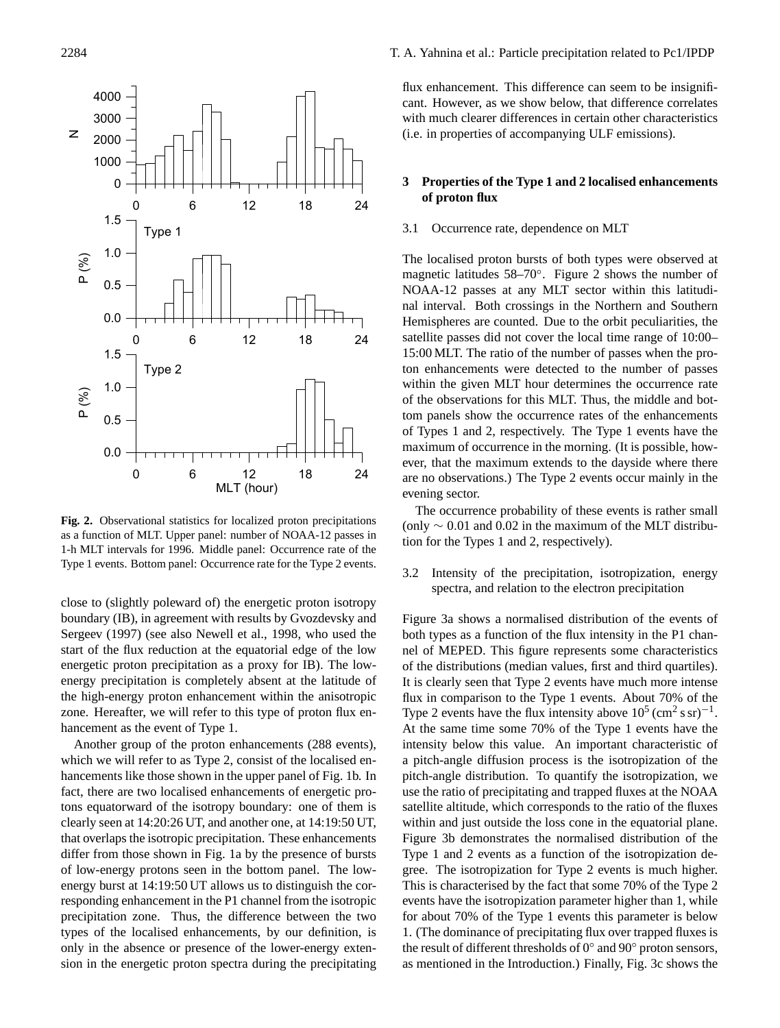**Fig. 2.** Observational statistics for localized proton precipitations as a function of MLT. Upper panel: number of NOAA-12 passes in 1-h MLT intervals for 1996. Middle panel: Occurrence rate of the Type 1 events. Bottom panel: Occurrence rate for the Type 2 events.

close to (slightly poleward of) the energetic proton isotropy boundary (IB), in agreement with results by Gvozdevsky and Sergeev (1997) (see also Newell et al., 1998, who used the start of the flux reduction at the equatorial edge of the low energetic proton precipitation as a proxy for IB). The low-energy precipitation is completely absent at the latitude of the high-energy proton enhancement within the anisotropic zone. Hereafter, we will refer to this type of proton flux enhancement as the event of Type 1.

Another group of the proton enhancements (288 events), which we will refer to as Type 2, consist of the localised enhancements like those shown in the upper panel of Fig. 1b. In fact, there are two localised enhancements of energetic protons equatorward of the isotropy boundary: one of them is clearly seen at 14:20:26 UT, and another one, at 14:19:50 UT, that overlaps the isotropic precipitation. These enhancements differ from those shown in Fig. 1a by the presence of bursts of low-energy protons seen in the bottom panel. The low-energy burst at 14:19:50 UT allows us to distinguish the corresponding enhancement in the P1 channel from the isotropic precipitation zone. Thus, the difference between the two types of the localised enhancements, by our definition, is only in the absence or presence of the lower-energy extension in the energetic proton spectra during the precipitating flux enhancement. This difference can seem to be insignificant. However, as we show below, that difference correlates with much clearer differences in certain other characteristics (i.e. in properties of accompanying ULF emissions).

## 3 Properties of the Type 1 and 2 localised enhancements of proton flux

### 3.1 Occurrence rate, dependence on MLT

The localised proton bursts of both types were observed at magnetic latitudes 58–70°. Figure 2 shows the number of NOAA-12 passes at any MLT sector within this latitudinal interval. Both crossings in the Northern and Southern Hemispheres are counted. Due to the orbit peculiarities, the satellite passes did not cover the local time range of 10:00–15:00 MLT. The ratio of the number of passes when the proton enhancements were detected to the number of passes within the given MLT hour determines the occurrence rate of the observations for this MLT. Thus, the middle and bottom panels show the occurrence rates of the enhancements of Types 1 and 2, respectively. The Type 1 events have the maximum of occurrence in the morning. (It is possible, however, that the maximum extends to the dayside where there are no observations.) The Type 2 events occur mainly in the evening sector.

The occurrence probability of these events is rather small (only $\sim 0.01$ and 0.02 in the maximum of the MLT distribution for the Types 1 and 2, respectively).

### 3.2 Intensity of the precipitation, isotropization, energy spectra, and relation to the electron precipitation

Figure 3a shows a normalised distribution of the events of both types as a function of the flux intensity in the P1 channel of MEPED. This figure represents some characteristics of the distributions (median values, first and third quartiles). It is clearly seen that Type 2 events have much more intense flux in comparison to the Type 1 events. About 70% of the Type 2 events have the flux intensity above $10^5\,(\mathrm{cm}^2\,\mathrm{s}\,\mathrm{sr})^{-1}$. At the same time some 70% of the Type 1 events have the intensity below this value. An important characteristic of a pitch-angle diffusion process is the isotropization of the pitch-angle distribution. To quantify the isotropization, we use the ratio of precipitating and trapped fluxes at the NOAA satellite altitude, which corresponds to the ratio of the fluxes within and just outside the loss cone in the equatorial plane. Figure 3b demonstrates the normalised distribution of the Type 1 and 2 events as a function of the isotropization degree. The isotropization for Type 2 events is much higher. This is characterised by the fact that some 70% of the Type 2 events have the isotropization parameter higher than 1, while for about 70% of the Type 1 events this parameter is below 1. (The dominance of precipitating flux over trapped fluxes is the result of different thresholds of 0° and 90° proton sensors, as mentioned in the Introduction.) Finally, Fig. 3c shows the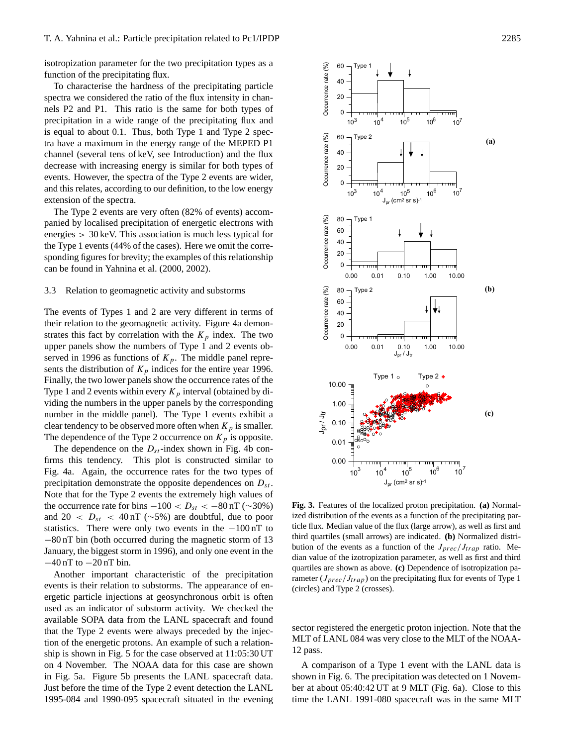isotropization parameter for the two precipitation types as a function of the precipitating flux.

To characterise the hardness of the precipitating particle spectra we considered the ratio of the flux intensity in channels P2 and P1. This ratio is the same for both types of precipitation in a wide range of the precipitating flux and is equal to about 0.1. Thus, both Type 1 and Type 2 spectra have a maximum in the energy range of the MEPED P1 channel (several tens of keV, see Introduction) and the flux decrease with increasing energy is similar for both types of events. However, the spectra of the Type 2 events are wider, and this relates, according to our definition, to the low energy extension of the spectra.

The Type 2 events are very often (82% of events) accompanied by localised precipitation of energetic electrons with energies $> 30$ keV. This association is much less typical for the Type 1 events (44% of the cases). Here we omit the corresponding figures for brevity; the examples of this relationship can be found in Yahnina et al. (2000, 2002).

### 3.3 Relation to geomagnetic activity and substorms

The events of Types 1 and 2 are very different in terms of their relation to the geomagnetic activity. Figure 4a demonstrates this fact by correlation with the $K_p$ index. The two upper panels show the numbers of Type 1 and 2 events observed in 1996 as functions of $K_p$. The middle panel represents the distribution of $K_p$ indices for the entire year 1996. Finally, the two lower panels show the occurrence rates of the Type 1 and 2 events within every $K_p$ interval (obtained by dividing the numbers in the upper panels by the corresponding number in the middle panel). The Type 1 events exhibit a clear tendency to be observed more often when $K_p$ is smaller. The dependence of the Type 2 occurrence on $K_p$ is opposite.

The dependence on the $D_{st}$-index shown in Fig. 4b confirms this tendency. This plot is constructed similar to Fig. 4a. Again, the occurrence rates for the two types of precipitation demonstrate the opposite dependences on $D_{st}$. Note that for the Type 2 events the extremely high values of the occurrence rate for bins $-100 < D_{st} < -80$ nT (~30%) and $20 < D_{st} < 40$ nT (~5%) are doubtful, due to poor statistics. There were only two events in the $-100$ nT to $-80$ nT bin (both occurred during the magnetic storm of 13 January, the biggest storm in 1996), and only one event in the $-40$ nT to $-20$ nT bin.

Another important characteristic of the precipitation events is their relation to substorms. The appearance of energetic particle injections at geosynchronous orbit is often used as an indicator of substorm activity. We checked the available SOPA data from the LANL spacecraft and found that the Type 2 events were always preceded by the injection of the energetic protons. An example of such a relationship is shown in Fig. 5 for the case observed at 11:05:30 UT on 4 November. The NOAA data for this case are shown in Fig. 5a. Figure 5b presents the LANL spacecraft data. Just before the time of the Type 2 event detection the LANL 1995-084 and 1990-095 spacecraft situated in the evening sector registered the energetic proton injection. Note that the MLT of LANL 084 was very close to the MLT of the NOAA-12 pass.

A comparison of a Type 1 event with the LANL data is shown in Fig. 6. The precipitation was detected on 1 November at about 05:40:42 UT at 9 MLT (Fig. 6a). Close to this time the LANL 1991-080 spacecraft was in the same MLT

**Fig. 3.** Features of the localized proton precipitation. **(a)** Normalized distribution of the events as a function of the precipitating particle flux. Median value of the flux (large arrow), as well as first and third quartiles (small arrows) are indicated. **(b)** Normalized distribution of the events as a function of the $J_{prec}/J_{trap}$ ratio. Median value of the izotropization parameter, as well as first and third quartiles are shown as above. **(c)** Dependence of isotropization parameter ($J_{prec}/J_{trap}$) on the precipitating flux for events of Type 1 (circles) and Type 2 (crosses).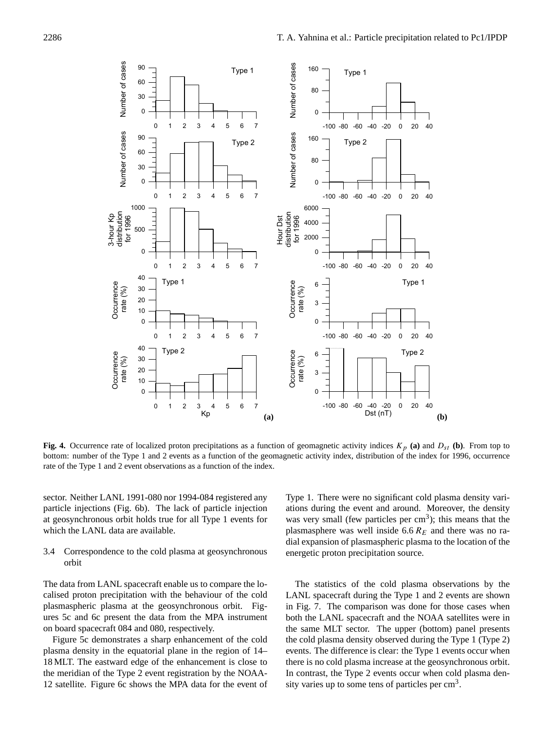**Fig. 4.** Occurrence rate of localized proton precipitations as a function of geomagnetic activity indices $K_p$ **(a)** and $D_{st}$ **(b)**. From top to bottom: number of the Type 1 and 2 events as a function of the geomagnetic activity index, distribution of the index for 1996, occurrence rate of the Type 1 and 2 event observations as a function of the index.

sector. Neither LANL 1991-080 nor 1994-084 registered any particle injections (Fig. 6b). The lack of particle injection at geosynchronous orbit holds true for all Type 1 events for which the LANL data are available.

### 3.4 Correspondence to the cold plasma at geosynchronous orbit

The data from LANL spacecraft enable us to compare the localised proton precipitation with the behaviour of the cold plasmaspheric plasma at the geosynchronous orbit. Figures 5c and 6c present the data from the MPA instrument on board spacecraft 084 and 080, respectively.

Figure 5c demonstrates a sharp enhancement of the cold plasma density in the equatorial plane in the region of 14–18 MLT. The eastward edge of the enhancement is close to the meridian of the Type 2 event registration by the NOAA-12 satellite. Figure 6c shows the MPA data for the event of Type 1. There were no significant cold plasma density variations during the event and around. Moreover, the density was very small (few particles per cm$^3$); this means that the plasmasphere was well inside 6.6 $R_E$ and there was no radial expansion of plasmaspheric plasma to the location of the energetic proton precipitation source.

The statistics of the cold plasma observations by the LANL spacecraft during the Type 1 and 2 events are shown in Fig. 7. The comparison was done for those cases when both the LANL spacecraft and the NOAA satellites were in the same MLT sector. The upper (bottom) panel presents the cold plasma density observed during the Type 1 (Type 2) events. The difference is clear: the Type 1 events occur when there is no cold plasma increase at the geosynchronous orbit. In contrast, the Type 2 events occur when cold plasma density varies up to some tens of particles per cm$^3$.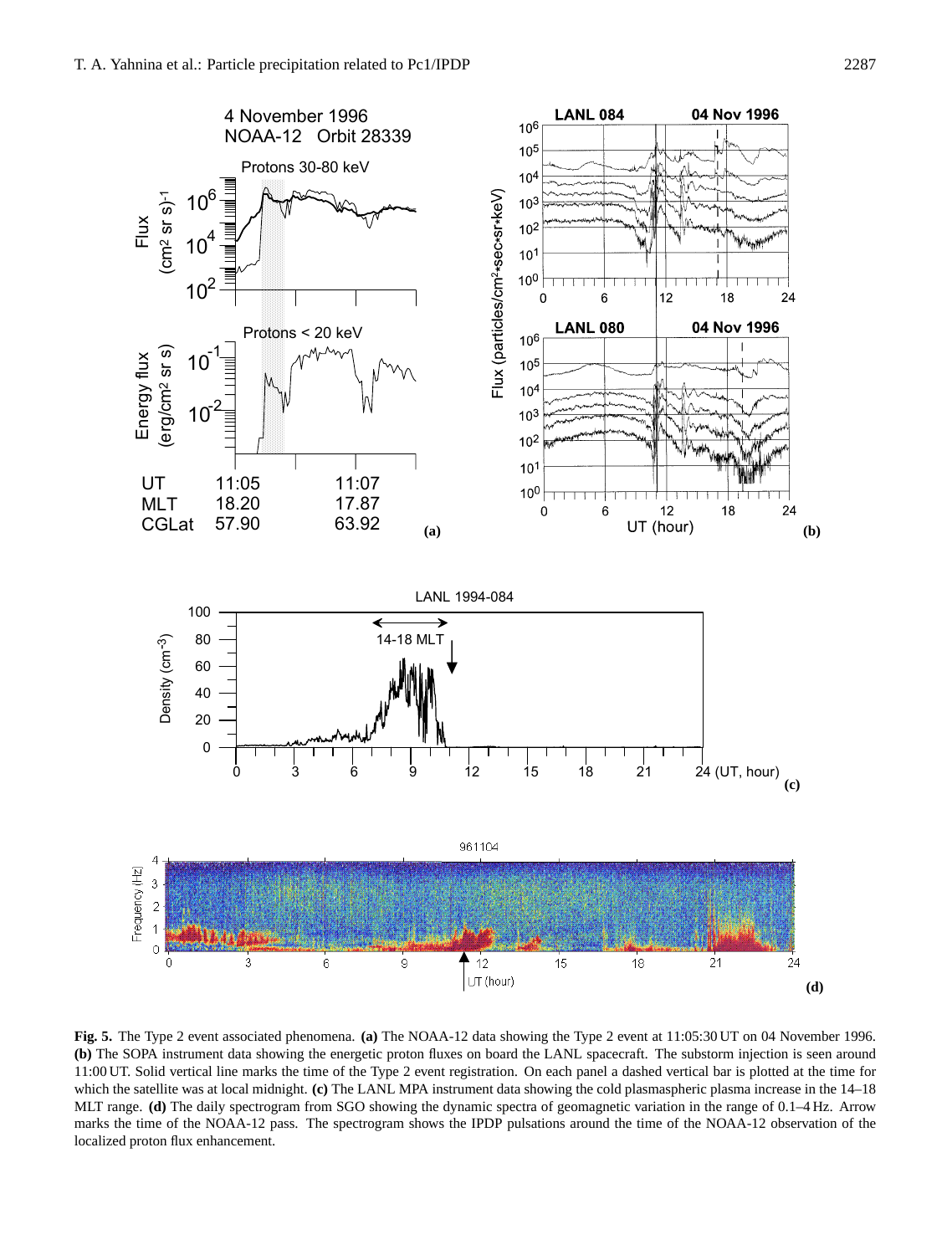**Fig. 5.** The Type 2 event associated phenomena. **(a)** The NOAA-12 data showing the Type 2 event at 11:05:30 UT on 04 November 1996. **(b)** The SOPA instrument data showing the energetic proton fluxes on board the LANL spacecraft. The substorm injection is seen around 11:00 UT. Solid vertical line marks the time of the Type 2 event registration. On each panel a dashed vertical bar is plotted at the time for which the satellite was at local midnight. **(c)** The LANL MPA instrument data showing the cold plasmaspheric plasma increase in the 14–18 MLT range. **(d)** The daily spectrogram from SGO showing the dynamic spectra of geomagnetic variation in the range of 0.1–4 Hz. Arrow marks the time of the NOAA-12 pass. The spectrogram shows the IPDP pulsations around the time of the NOAA-12 observation of the localized proton flux enhancement.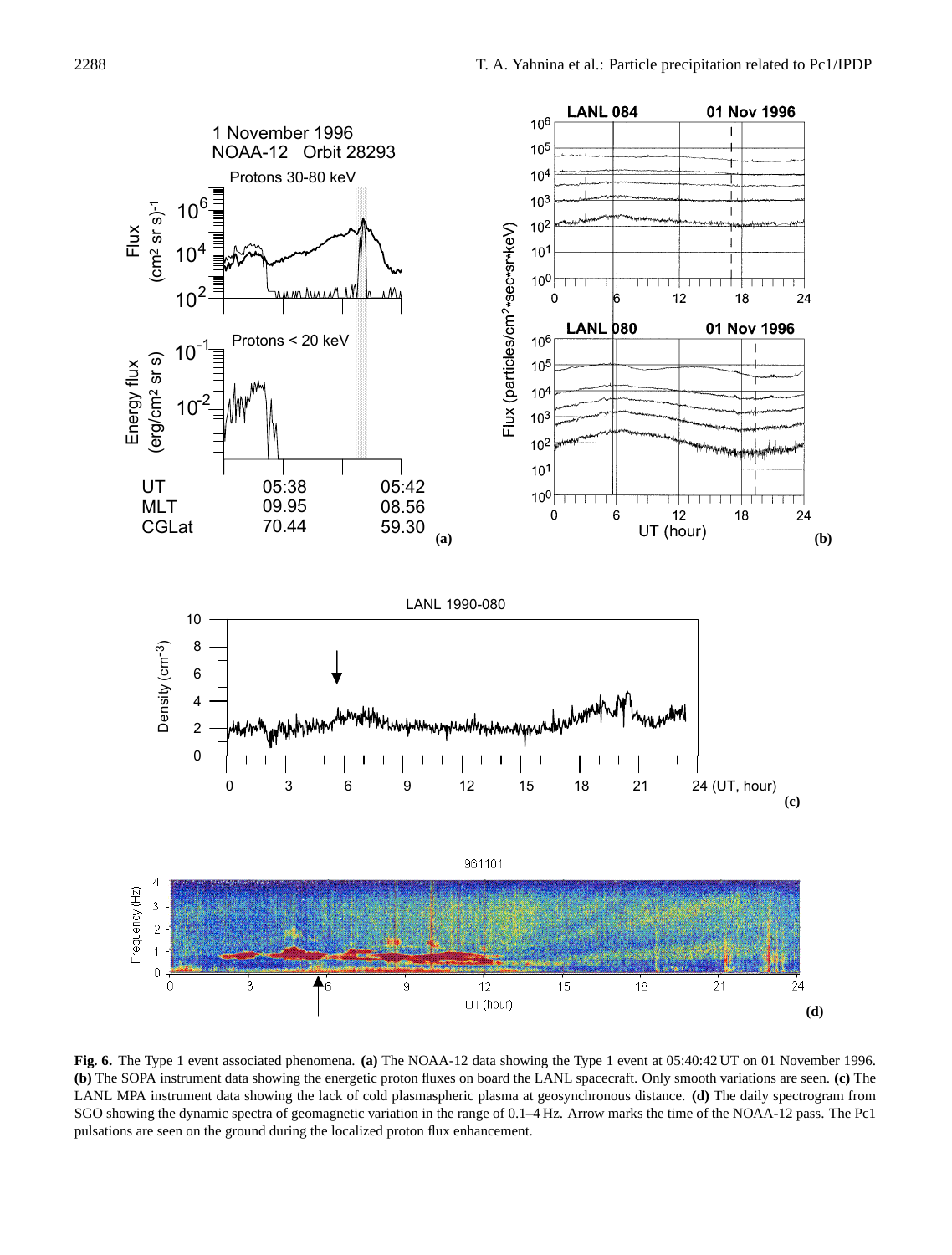**Fig. 6.** The Type 1 event associated phenomena. **(a)** The NOAA-12 data showing the Type 1 event at 05:40:42 UT on 01 November 1996. **(b)** The SOPA instrument data showing the energetic proton fluxes on board the LANL spacecraft. Only smooth variations are seen. **(c)** The LANL MPA instrument data showing the lack of cold plasmaspheric plasma at geosynchronous distance. **(d)** The daily spectrogram from SGO showing the dynamic spectra of geomagnetic variation in the range of 0.1–4 Hz. Arrow marks the time of the NOAA-12 pass. The Pc1 pulsations are seen on the ground during the localized proton flux enhancement.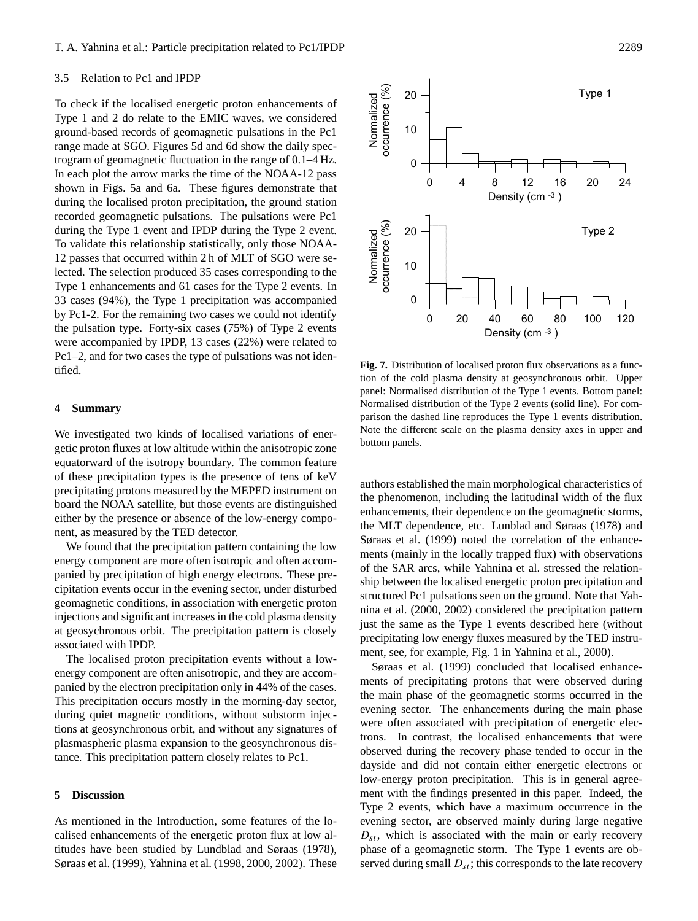### 3.5 Relation to Pc1 and IPDP

To check if the localised energetic proton enhancements of Type 1 and 2 do relate to the EMIC waves, we considered ground-based records of geomagnetic pulsations in the Pc1 range made at SGO. Figures 5d and 6d show the daily spectrogram of geomagnetic fluctuation in the range of 0.1–4 Hz. In each plot the arrow marks the time of the NOAA-12 pass shown in Figs. 5a and 6a. These figures demonstrate that during the localised proton precipitation, the ground station recorded geomagnetic pulsations. The pulsations were Pc1 during the Type 1 event and IPDP during the Type 2 event. To validate this relationship statistically, only those NOAA-12 passes that occurred within 2 h of MLT of SGO were selected. The selection produced 35 cases corresponding to the Type 1 enhancements and 61 cases for the Type 2 events. In 33 cases (94%), the Type 1 precipitation was accompanied by Pc1-2. For the remaining two cases we could not identify the pulsation type. Forty-six cases (75%) of Type 2 events were accompanied by IPDP, 13 cases (22%) were related to Pc1–2, and for two cases the type of pulsations was not identified.

## 4 Summary

We investigated two kinds of localised variations of energetic proton fluxes at low altitude within the anisotropic zone equatorward of the isotropy boundary. The common feature of these precipitation types is the presence of tens of keV precipitating protons measured by the MEPED instrument on board the NOAA satellite, but those events are distinguished either by the presence or absence of the low-energy component, as measured by the TED detector.

We found that the precipitation pattern containing the low energy component are more often isotropic and often accompanied by precipitation of high energy electrons. These precipitation events occur in the evening sector, under disturbed geomagnetic conditions, in association with energetic proton injections and significant increases in the cold plasma density at geosychronous orbit. The precipitation pattern is closely associated with IPDP.

The localised proton precipitation events without a low-energy component are often anisotropic, and they are accompanied by the electron precipitation only in 44% of the cases. This precipitation occurs mostly in the morning-day sector, during quiet magnetic conditions, without substorm injections at geosynchronous orbit, and without any signatures of plasmaspheric plasma expansion to the geosynchronous distance. This precipitation pattern closely relates to Pc1.

## 5 Discussion

As mentioned in the Introduction, some features of the localised enhancements of the energetic proton flux at low altitudes have been studied by Lundblad and Søraas (1978), Søraas et al. (1999), Yahnina et al. (1998, 2000, 2002). These authors established the main morphological characteristics of the phenomenon, including the latitudinal width of the flux enhancements, their dependence on the geomagnetic storms, the MLT dependence, etc. Lunblad and Søraas (1978) and Søraas et al. (1999) noted the correlation of the enhancements (mainly in the locally trapped flux) with observations of the SAR arcs, while Yahnina et al. stressed the relationship between the localised energetic proton precipitation and structured Pc1 pulsations seen on the ground. Note that Yahnina et al. (2000, 2002) considered the precipitation pattern just the same as the Type 1 events described here (without precipitating low energy fluxes measured by the TED instrument, see, for example, Fig. 1 in Yahnina et al., 2000).

Søraas et al. (1999) concluded that localised enhancements of precipitating protons that were observed during the main phase of the geomagnetic storms occurred in the evening sector. The enhancements during the main phase were often associated with precipitation of energetic electrons. In contrast, the localised enhancements that were observed during the recovery phase tended to occur in the dayside and did not contain either energetic electrons or low-energy proton precipitation. This is in general agreement with the findings presented in this paper. Indeed, the Type 2 events, which have a maximum occurrence in the evening sector, are observed mainly during large negative $D_{st}$, which is associated with the main or early recovery phase of a geomagnetic storm. The Type 1 events are observed during small $D_{st}$; this corresponds to the late recovery

**Fig. 7.** Distribution of localised proton flux observations as a function of the cold plasma density at geosynchronous orbit. Upper panel: Normalised distribution of the Type 1 events. Bottom panel: Normalised distribution of the Type 2 events (solid line). For comparison the dashed line reproduces the Type 1 events distribution. Note the different scale on the plasma density axes in upper and bottom panels.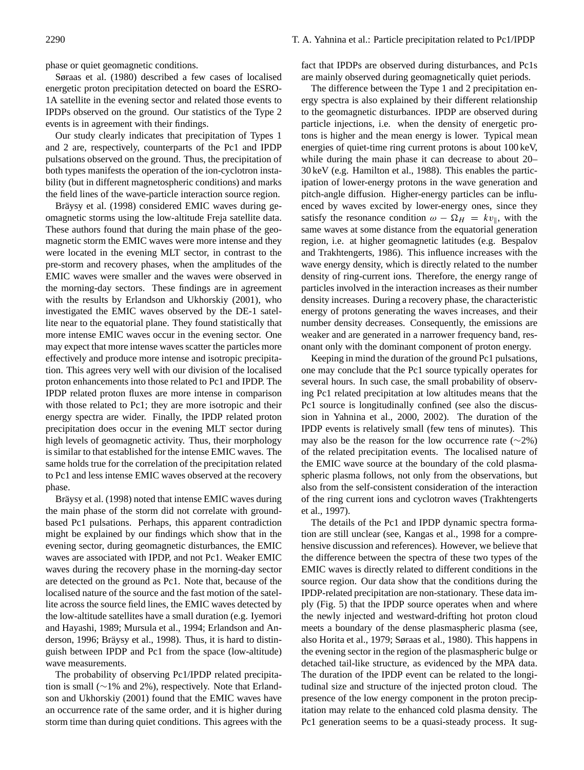phase or quiet geomagnetic conditions.

Søraas et al. (1980) described a few cases of localised energetic proton precipitation detected on board the ESRO-1A satellite in the evening sector and related those events to IPDPs observed on the ground. Our statistics of the Type 2 events is in agreement with their findings.

Our study clearly indicates that precipitation of Types 1 and 2 are, respectively, counterparts of the Pc1 and IPDP pulsations observed on the ground. Thus, the precipitation of both types manifests the operation of the ion-cyclotron instability (but in different magnetospheric conditions) and marks the field lines of the wave-particle interaction source region.

Bräysy et al. (1998) considered EMIC waves during geomagnetic storms using the low-altitude Freja satellite data. These authors found that during the main phase of the geomagnetic storm the EMIC waves were more intense and they were located in the evening MLT sector, in contrast to the pre-storm and recovery phases, when the amplitudes of the EMIC waves were smaller and the waves were observed in the morning-day sectors. These findings are in agreement with the results by Erlandson and Ukhorskiy (2001), who investigated the EMIC waves observed by the DE-1 satellite near to the equatorial plane. They found statistically that more intense EMIC waves occur in the evening sector. One may expect that more intense waves scatter the particles more effectively and produce more intense and isotropic precipitation. This agrees very well with our division of the localised proton enhancements into those related to Pc1 and IPDP. The IPDP related proton fluxes are more intense in comparison with those related to Pc1; they are more isotropic and their energy spectra are wider. Finally, the IPDP related proton precipitation does occur in the evening MLT sector during high levels of geomagnetic activity. Thus, their morphology is similar to that established for the intense EMIC waves. The same holds true for the correlation of the precipitation related to Pc1 and less intense EMIC waves observed at the recovery phase.

Bräysy et al. (1998) noted that intense EMIC waves during the main phase of the storm did not correlate with ground-based Pc1 pulsations. Perhaps, this apparent contradiction might be explained by our findings which show that in the evening sector, during geomagnetic disturbances, the EMIC waves are associated with IPDP, and not Pc1. Weaker EMIC waves during the recovery phase in the morning-day sector are detected on the ground as Pc1. Note that, because of the localised nature of the source and the fast motion of the satellite across the source field lines, the EMIC waves detected by the low-altitude satellites have a small duration (e.g. Iyemori and Hayashi, 1989; Mursula et al., 1994; Erlandson and Anderson, 1996; Bräysy et al., 1998). Thus, it is hard to distinguish between IPDP and Pc1 from the space (low-altitude) wave measurements.

The probability of observing Pc1/IPDP related precipitation is small (~1% and 2%), respectively. Note that Erlandson and Ukhorskiy (2001) found that the EMIC waves have an occurrence rate of the same order, and it is higher during storm time than during quiet conditions. This agrees with the fact that IPDPs are observed during disturbances, and Pc1s are mainly observed during geomagnetically quiet periods.

The difference between the Type 1 and 2 precipitation energy spectra is also explained by their different relationship to the geomagnetic disturbances. IPDP are observed during particle injections, i.e. when the density of energetic protons is higher and the mean energy is lower. Typical mean energies of quiet-time ring current protons is about 100 keV, while during the main phase it can decrease to about 20–30 keV (e.g. Hamilton et al., 1988). This enables the participation of lower-energy protons in the wave generation and pitch-angle diffusion. Higher-energy particles can be influenced by waves excited by lower-energy ones, since they satisfy the resonance condition $\omega - \Omega_H = kv_\parallel$, with the same waves at some distance from the equatorial generation region, i.e. at higher geomagnetic latitudes (e.g. Bespalov and Trakhtengerts, 1986). This influence increases with the wave energy density, which is directly related to the number density of ring-current ions. Therefore, the energy range of particles involved in the interaction increases as their number density increases. During a recovery phase, the characteristic energy of protons generating the waves increases, and their number density decreases. Consequently, the emissions are weaker and are generated in a narrower frequency band, resonant only with the dominant component of proton energy.

Keeping in mind the duration of the ground Pc1 pulsations, one may conclude that the Pc1 source typically operates for several hours. In such case, the small probability of observing Pc1 related precipitation at low altitudes means that the Pc1 source is longitudinally confined (see also the discussion in Yahnina et al., 2000, 2002). The duration of the IPDP events is relatively small (few tens of minutes). This may also be the reason for the low occurrence rate (~2%) of the related precipitation events. The localised nature of the EMIC wave source at the boundary of the cold plasmaspheric plasma follows, not only from the observations, but also from the self-consistent consideration of the interaction of the ring current ions and cyclotron waves (Trakhtengerts et al., 1997).

The details of the Pc1 and IPDP dynamic spectra formation are still unclear (see, Kangas et al., 1998 for a comprehensive discussion and references). However, we believe that the difference between the spectra of these two types of the EMIC waves is directly related to different conditions in the source region. Our data show that the conditions during the IPDP-related precipitation are non-stationary. These data imply (Fig. 5) that the IPDP source operates when and where the newly injected and westward-drifting hot proton cloud meets a boundary of the dense plasmaspheric plasma (see, also Horita et al., 1979; Søraas et al., 1980). This happens in the evening sector in the region of the plasmaspheric bulge or detached tail-like structure, as evidenced by the MPA data. The duration of the IPDP event can be related to the longitudinal size and structure of the injected proton cloud. The presence of the low energy component in the proton precipitation may relate to the enhanced cold plasma density. The Pc1 generation seems to be a quasi-steady process. It sug-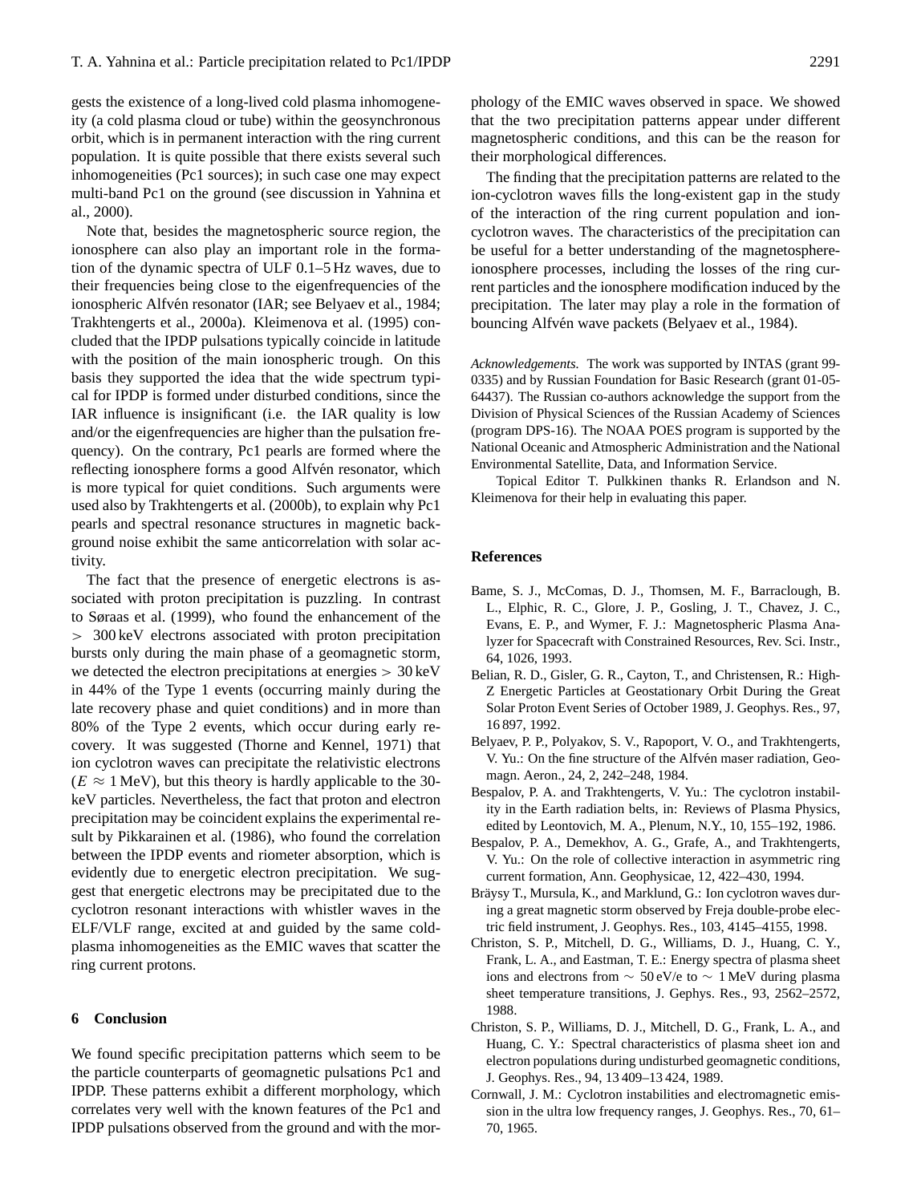gests the existence of a long-lived cold plasma inhomogeneity (a cold plasma cloud or tube) within the geosynchronous orbit, which is in permanent interaction with the ring current population. It is quite possible that there exists several such inhomogeneities (Pc1 sources); in such case one may expect multi-band Pc1 on the ground (see discussion in Yahnina et al., 2000).

Note that, besides the magnetospheric source region, the ionosphere can also play an important role in the formation of the dynamic spectra of ULF 0.1–5 Hz waves, due to their frequencies being close to the eigenfrequencies of the ionospheric Alfvén resonator (IAR; see Belyaev et al., 1984; Trakhtengerts et al., 2000a). Kleimenova et al. (1995) concluded that the IPDP pulsations typically coincide in latitude with the position of the main ionospheric trough. On this basis they supported the idea that the wide spectrum typical for IPDP is formed under disturbed conditions, since the IAR influence is insignificant (i.e. the IAR quality is low and/or the eigenfrequencies are higher than the pulsation frequency). On the contrary, Pc1 pearls are formed where the reflecting ionosphere forms a good Alfvén resonator, which is more typical for quiet conditions. Such arguments were used also by Trakhtengerts et al. (2000b), to explain why Pc1 pearls and spectral resonance structures in magnetic background noise exhibit the same anticorrelation with solar activity.

The fact that the presence of energetic electrons is associated with proton precipitation is puzzling. In contrast to Søraas et al. (1999), who found the enhancement of the $>$ 300 keV electrons associated with proton precipitation bursts only during the main phase of a geomagnetic storm, we detected the electron precipitations at energies $>$ 30 keV in 44% of the Type 1 events (occurring mainly during the late recovery phase and quiet conditions) and in more than 80% of the Type 2 events, which occur during early recovery. It was suggested (Thorne and Kennel, 1971) that ion cyclotron waves can precipitate the relativistic electrons ($E \approx 1$ MeV), but this theory is hardly applicable to the 30-keV particles. Nevertheless, the fact that proton and electron precipitation may be coincident explains the experimental result by Pikkarainen et al. (1986), who found the correlation between the IPDP events and riometer absorption, which is evidently due to energetic electron precipitation. We suggest that energetic electrons may be precipitated due to the cyclotron resonant interactions with whistler waves in the ELF/VLF range, excited at and guided by the same cold-plasma inhomogeneities as the EMIC waves that scatter the ring current protons.

## 6 Conclusion

We found specific precipitation patterns which seem to be the particle counterparts of geomagnetic pulsations Pc1 and IPDP. These patterns exhibit a different morphology, which correlates very well with the known features of the Pc1 and IPDP pulsations observed from the ground and with the morphology of the EMIC waves observed in space. We showed that the two precipitation patterns appear under different magnetospheric conditions, and this can be the reason for their morphological differences.

The finding that the precipitation patterns are related to the ion-cyclotron waves fills the long-existent gap in the study of the interaction of the ring current population and ion-cyclotron waves. The characteristics of the precipitation can be useful for a better understanding of the magnetosphere-ionosphere processes, including the losses of the ring current particles and the ionosphere modification induced by the precipitation. The later may play a role in the formation of bouncing Alfvén wave packets (Belyaev et al., 1984).

*Acknowledgements.* The work was supported by INTAS (grant 99-0335) and by Russian Foundation for Basic Research (grant 01-05-64437). The Russian co-authors acknowledge the support from the Division of Physical Sciences of the Russian Academy of Sciences (program DPS-16). The NOAA POES program is supported by the National Oceanic and Atmospheric Administration and the National Environmental Satellite, Data, and Information Service.

Topical Editor T. Pulkkinen thanks R. Erlandson and N. Kleimenova for their help in evaluating this paper.

## References

Bame, S. J., McComas, D. J., Thomsen, M. F., Barraclough, B. L., Elphic, R. C., Glore, J. P., Gosling, J. T., Chavez, J. C., Evans, E. P., and Wymer, F. J.: Magnetospheric Plasma Analyzer for Spacecraft with Constrained Resources, Rev. Sci. Instr., 64, 1026, 1993.

Belian, R. D., Gisler, G. R., Cayton, T., and Christensen, R.: High-Z Energetic Particles at Geostationary Orbit During the Great Solar Proton Event Series of October 1989, J. Geophys. Res., 97, 16 897, 1992.

Belyaev, P. P., Polyakov, S. V., Rapoport, V. O., and Trakhtengerts, V. Yu.: On the fine structure of the Alfvén maser radiation, Geomagn. Aeron., 24, 2, 242–248, 1984.

Bespalov, P. A. and Trakhtengerts, V. Yu.: The cyclotron instability in the Earth radiation belts, in: Reviews of Plasma Physics, edited by Leontovich, M. A., Plenum, N.Y., 10, 155–192, 1986.

Bespalov, P. A., Demekhov, A. G., Grafe, A., and Trakhtengerts, V. Yu.: On the role of collective interaction in asymmetric ring current formation, Ann. Geophysicae, 12, 422–430, 1994.

Bräysy T., Mursula, K., and Marklund, G.: Ion cyclotron waves during a great magnetic storm observed by Freja double-probe electric field instrument, J. Geophys. Res., 103, 4145–4155, 1998.

Christon, S. P., Mitchell, D. G., Williams, D. J., Huang, C. Y., Frank, L. A., and Eastman, T. E.: Energy spectra of plasma sheet ions and electrons from $\sim$ 50 eV/e to $\sim$ 1 MeV during plasma sheet temperature transitions, J. Gephys. Res., 93, 2562–2572, 1988.

Christon, S. P., Williams, D. J., Mitchell, D. G., Frank, L. A., and Huang, C. Y.: Spectral characteristics of plasma sheet ion and electron populations during undisturbed geomagnetic conditions, J. Geophys. Res., 94, 13 409–13 424, 1989.

Cornwall, J. M.: Cyclotron instabilities and electromagnetic emission in the ultra low frequency ranges, J. Geophys. Res., 70, 61–70, 1965.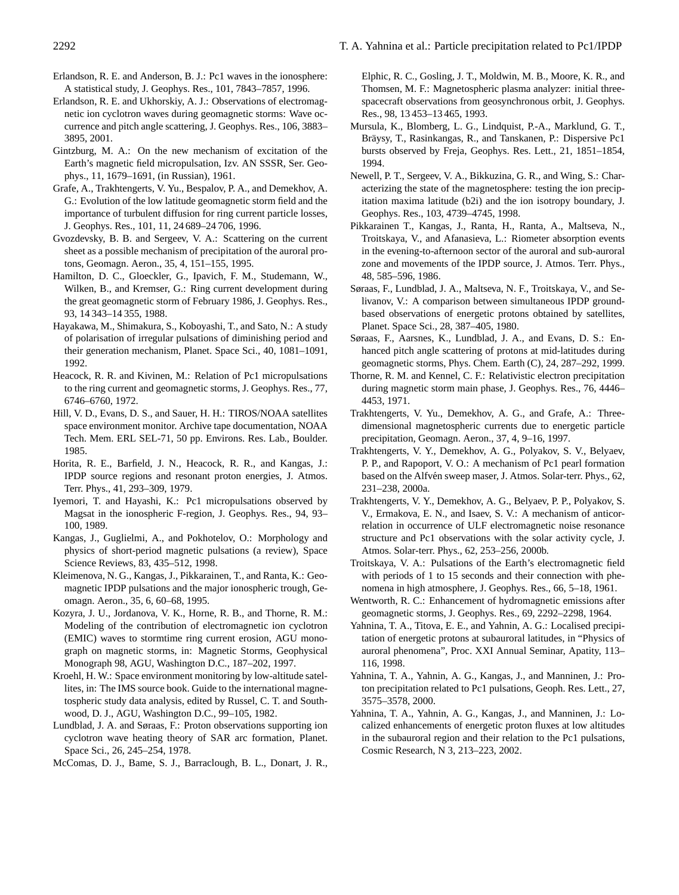Erlandson, R. E. and Anderson, B. J.: Pc1 waves in the ionosphere: A statistical study, J. Geophys. Res., 101, 7843–7857, 1996.

Erlandson, R. E. and Ukhorskiy, A. J.: Observations of electromagnetic ion cyclotron waves during geomagnetic storms: Wave occurrence and pitch angle scattering, J. Geophys. Res., 106, 3883–3895, 2001.

Gintzburg, M. A.: On the new mechanism of excitation of the Earth's magnetic field micropulsation, Izv. AN SSSR, Ser. Geophys., 11, 1679–1691, (in Russian), 1961.

Grafe, A., Trakhtengerts, V. Yu., Bespalov, P. A., and Demekhov, A. G.: Evolution of the low latitude geomagnetic storm field and the importance of turbulent diffusion for ring current particle losses, J. Geophys. Res., 101, 11, 24 689–24 706, 1996.

Gvozdevsky, B. B. and Sergeev, V. A.: Scattering on the current sheet as a possible mechanism of precipitation of the auroral protons, Geomagn. Aeron., 35, 4, 151–155, 1995.

Hamilton, D. C., Gloeckler, G., Ipavich, F. M., Studemann, W., Wilken, B., and Kremser, G.: Ring current development during the great geomagnetic storm of February 1986, J. Geophys. Res., 93, 14 343–14 355, 1988.

Hayakawa, M., Shimakura, S., Koboyashi, T., and Sato, N.: A study of polarisation of irregular pulsations of diminishing period and their generation mechanism, Planet. Space Sci., 40, 1081–1091, 1992.

Heacock, R. R. and Kivinen, M.: Relation of Pc1 micropulsations to the ring current and geomagnetic storms, J. Geophys. Res., 77, 6746–6760, 1972.

Hill, V. D., Evans, D. S., and Sauer, H. H.: TIROS/NOAA satellites space environment monitor. Archive tape documentation, NOAA Tech. Mem. ERL SEL-71, 50 pp. Environs. Res. Lab., Boulder. 1985.

Horita, R. E., Barfield, J. N., Heacock, R. R., and Kangas, J.: IPDP source regions and resonant proton energies, J. Atmos. Terr. Phys., 41, 293–309, 1979.

Iyemori, T. and Hayashi, K.: Pc1 micropulsations observed by Magsat in the ionospheric F-region, J. Geophys. Res., 94, 93–100, 1989.

Kangas, J., Guglielmi, A., and Pokhotelov, O.: Morphology and physics of short-period magnetic pulsations (a review), Space Science Reviews, 83, 435–512, 1998.

Kleimenova, N. G., Kangas, J., Pikkarainen, T., and Ranta, K.: Geomagnetic IPDP pulsations and the major ionospheric trough, Geomagn. Aeron., 35, 6, 60–68, 1995.

Kozyra, J. U., Jordanova, V. K., Horne, R. B., and Thorne, R. M.: Modeling of the contribution of electromagnetic ion cyclotron (EMIC) waves to stormtime ring current erosion, AGU monograph on magnetic storms, in: Magnetic Storms, Geophysical Monograph 98, AGU, Washington D.C., 187–202, 1997.

Kroehl, H. W.: Space environment monitoring by low-altitude satellites, in: The IMS source book. Guide to the international magnetospheric study data analysis, edited by Russel, C. T. and Southwood, D. J., AGU, Washington D.C., 99–105, 1982.

Lundblad, J. A. and Søraas, F.: Proton observations supporting ion cyclotron wave heating theory of SAR arc formation, Planet. Space Sci., 26, 245–254, 1978.

McComas, D. J., Bame, S. J., Barraclough, B. L., Donart, J. R., Elphic, R. C., Gosling, J. T., Moldwin, M. B., Moore, K. R., and Thomsen, M. F.: Magnetospheric plasma analyzer: initial three-spacecraft observations from geosynchronous orbit, J. Geophys. Res., 98, 13 453–13 465, 1993.

Mursula, K., Blomberg, L. G., Lindquist, P.-A., Marklund, G. T., Bräysy, T., Rasinkangas, R., and Tanskanen, P.: Dispersive Pc1 bursts observed by Freja, Geophys. Res. Lett., 21, 1851–1854, 1994.

Newell, P. T., Sergeev, V. A., Bikkuzina, G. R., and Wing, S.: Characterizing the state of the magnetosphere: testing the ion precipitation maxima latitude (b2i) and the ion isotropy boundary, J. Geophys. Res., 103, 4739–4745, 1998.

Pikkarainen T., Kangas, J., Ranta, H., Ranta, A., Maltseva, N., Troitskaya, V., and Afanasieva, L.: Riometer absorption events in the evening-to-afternoon sector of the auroral and sub-auroral zone and movements of the IPDP source, J. Atmos. Terr. Phys., 48, 585–596, 1986.

Søraas, F., Lundblad, J. A., Maltseva, N. F., Troitskaya, V., and Selivanov, V.: A comparison between simultaneous IPDP ground-based observations of energetic protons obtained by satellites, Planet. Space Sci., 28, 387–405, 1980.

Søraas, F., Aarsnes, K., Lundblad, J. A., and Evans, D. S.: Enhanced pitch angle scattering of protons at mid-latitudes during geomagnetic storms, Phys. Chem. Earth (C), 24, 287–292, 1999.

Thorne, R. M. and Kennel, C. F.: Relativistic electron precipitation during magnetic storm main phase, J. Geophys. Res., 76, 4446–4453, 1971.

Trakhtengerts, V. Yu., Demekhov, A. G., and Grafe, A.: Three-dimensional magnetospheric currents due to energetic particle precipitation, Geomagn. Aeron., 37, 4, 9–16, 1997.

Trakhtengerts, V. Y., Demekhov, A. G., Polyakov, S. V., Belyaev, P. P., and Rapoport, V. O.: A mechanism of Pc1 pearl formation based on the Alfvén sweep maser, J. Atmos. Solar-terr. Phys., 62, 231–238, 2000a.

Trakhtengerts, V. Y., Demekhov, A. G., Belyaev, P. P., Polyakov, S. V., Ermakova, E. N., and Isaev, S. V.: A mechanism of anticorrelation in occurrence of ULF electromagnetic noise resonance structure and Pc1 observations with the solar activity cycle, J. Atmos. Solar-terr. Phys., 62, 253–256, 2000b.

Troitskaya, V. A.: Pulsations of the Earth's electromagnetic field with periods of 1 to 15 seconds and their connection with phenomena in high atmosphere, J. Geophys. Res., 66, 5–18, 1961.

Wentworth, R. C.: Enhancement of hydromagnetic emissions after geomagnetic storms, J. Geophys. Res., 69, 2292–2298, 1964.

Yahnina, T. A., Titova, E. E., and Yahnin, A. G.: Localised precipitation of energetic protons at subauroral latitudes, in "Physics of auroral phenomena", Proc. XXI Annual Seminar, Apatity, 113–116, 1998.

Yahnina, T. A., Yahnin, A. G., Kangas, J., and Manninen, J.: Proton precipitation related to Pc1 pulsations, Geoph. Res. Lett., 27, 3575–3578, 2000.

Yahnina, T. A., Yahnin, A. G., Kangas, J., and Manninen, J.: Localized enhancements of energetic proton fluxes at low altitudes in the subauroral region and their relation to the Pc1 pulsations, Cosmic Research, N 3, 213–223, 2002.